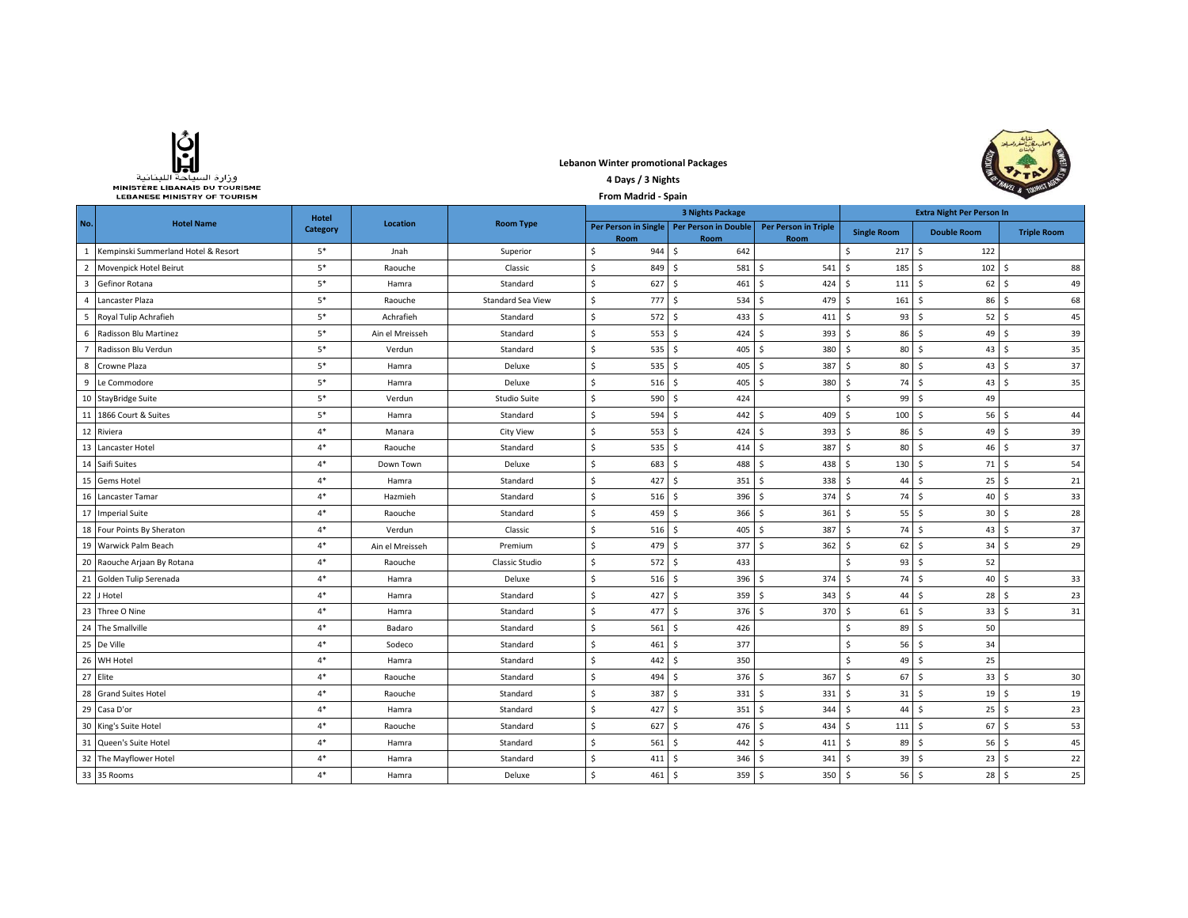وزارة السياحة اللبنانية
MINISTÈRE LIBANAIS DU TOURISME
LEBANESE MINISTRY OF TOURISM

**Lebanon Winter promotional Packages**

**4 Days / 3 Nights**

**From Madrid - Spain**

| No. | Hotel Name | Hotel Category | Location | Room Type | 3 Nights Package | | | Extra Night Per Person In | | |
|---|---|---|---|---|---|---|---|---|---|---|
| | | | | | Per Person in Single Room | Per Person in Double Room | Per Person in Triple Room | Single Room | Double Room | Triple Room |
| 1 | Kempinski Summerland Hotel & Resort | 5* | Jnah | Superior | $ 944 | $ 642 | | $ 217 | $ 122 | |
| 2 | Movenpick Hotel Beirut | 5* | Raouche | Classic | $ 849 | $ 581 | $ 541 | $ 185 | $ 102 | $ 88 |
| 3 | Gefinor Rotana | 5* | Hamra | Standard | $ 627 | $ 461 | $ 424 | $ 111 | $ 62 | $ 49 |
| 4 | Lancaster Plaza | 5* | Raouche | Standard Sea View | $ 777 | $ 534 | $ 479 | $ 161 | $ 86 | $ 68 |
| 5 | Royal Tulip Achrafieh | 5* | Achrafieh | Standard | $ 572 | $ 433 | $ 411 | $ 93 | $ 52 | $ 45 |
| 6 | Radisson Blu Martinez | 5* | Ain el Mreisseh | Standard | $ 553 | $ 424 | $ 393 | $ 86 | $ 49 | $ 39 |
| 7 | Radisson Blu Verdun | 5* | Verdun | Standard | $ 535 | $ 405 | $ 380 | $ 80 | $ 43 | $ 35 |
| 8 | Crowne Plaza | 5* | Hamra | Deluxe | $ 535 | $ 405 | $ 387 | $ 80 | $ 43 | $ 37 |
| 9 | Le Commodore | 5* | Hamra | Deluxe | $ 516 | $ 405 | $ 380 | $ 74 | $ 43 | $ 35 |
| 10 | StayBridge Suite | 5* | Verdun | Studio Suite | $ 590 | $ 424 | | $ 99 | $ 49 | |
| 11 | 1866 Court & Suites | 5* | Hamra | Standard | $ 594 | $ 442 | $ 409 | $ 100 | $ 56 | $ 44 |
| 12 | Riviera | 4* | Manara | City View | $ 553 | $ 424 | $ 393 | $ 86 | $ 49 | $ 39 |
| 13 | Lancaster Hotel | 4* | Raouche | Standard | $ 535 | $ 414 | $ 387 | $ 80 | $ 46 | $ 37 |
| 14 | Saifi Suites | 4* | Down Town | Deluxe | $ 683 | $ 488 | $ 438 | $ 130 | $ 71 | $ 54 |
| 15 | Gems Hotel | 4* | Hamra | Standard | $ 427 | $ 351 | $ 338 | $ 44 | $ 25 | $ 21 |
| 16 | Lancaster Tamar | 4* | Hazmieh | Standard | $ 516 | $ 396 | $ 374 | $ 74 | $ 40 | $ 33 |
| 17 | Imperial Suite | 4* | Raouche | Standard | $ 459 | $ 366 | $ 361 | $ 55 | $ 30 | $ 28 |
| 18 | Four Points By Sheraton | 4* | Verdun | Classic | $ 516 | $ 405 | $ 387 | $ 74 | $ 43 | $ 37 |
| 19 | Warwick Palm Beach | 4* | Ain el Mreisseh | Premium | $ 479 | $ 377 | $ 362 | $ 62 | $ 34 | $ 29 |
| 20 | Raouche Arjaan By Rotana | 4* | Raouche | Classic Studio | $ 572 | $ 433 | | $ 93 | $ 52 | |
| 21 | Golden Tulip Serenada | 4* | Hamra | Deluxe | $ 516 | $ 396 | $ 374 | $ 74 | $ 40 | $ 33 |
| 22 | J Hotel | 4* | Hamra | Standard | $ 427 | $ 359 | $ 343 | $ 44 | $ 28 | $ 23 |
| 23 | Three O Nine | 4* | Hamra | Standard | $ 477 | $ 376 | $ 370 | $ 61 | $ 33 | $ 31 |
| 24 | The Smallville | 4* | Badaro | Standard | $ 561 | $ 426 | | $ 89 | $ 50 | |
| 25 | De Ville | 4* | Sodeco | Standard | $ 461 | $ 377 | | $ 56 | $ 34 | |
| 26 | WH Hotel | 4* | Hamra | Standard | $ 442 | $ 350 | | $ 49 | $ 25 | |
| 27 | Elite | 4* | Raouche | Standard | $ 494 | $ 376 | $ 367 | $ 67 | $ 33 | $ 30 |
| 28 | Grand Suites Hotel | 4* | Raouche | Standard | $ 387 | $ 331 | $ 331 | $ 31 | $ 19 | $ 19 |
| 29 | Casa D'or | 4* | Hamra | Standard | $ 427 | $ 351 | $ 344 | $ 44 | $ 25 | $ 23 |
| 30 | King's Suite Hotel | 4* | Raouche | Standard | $ 627 | $ 476 | $ 434 | $ 111 | $ 67 | $ 53 |
| 31 | Queen's Suite Hotel | 4* | Hamra | Standard | $ 561 | $ 442 | $ 411 | $ 89 | $ 56 | $ 45 |
| 32 | The Mayflower Hotel | 4* | Hamra | Standard | $ 411 | $ 346 | $ 341 | $ 39 | $ 23 | $ 22 |
| 33 | 35 Rooms | 4* | Hamra | Deluxe | $ 461 | $ 359 | $ 350 | $ 56 | $ 28 | $ 25 |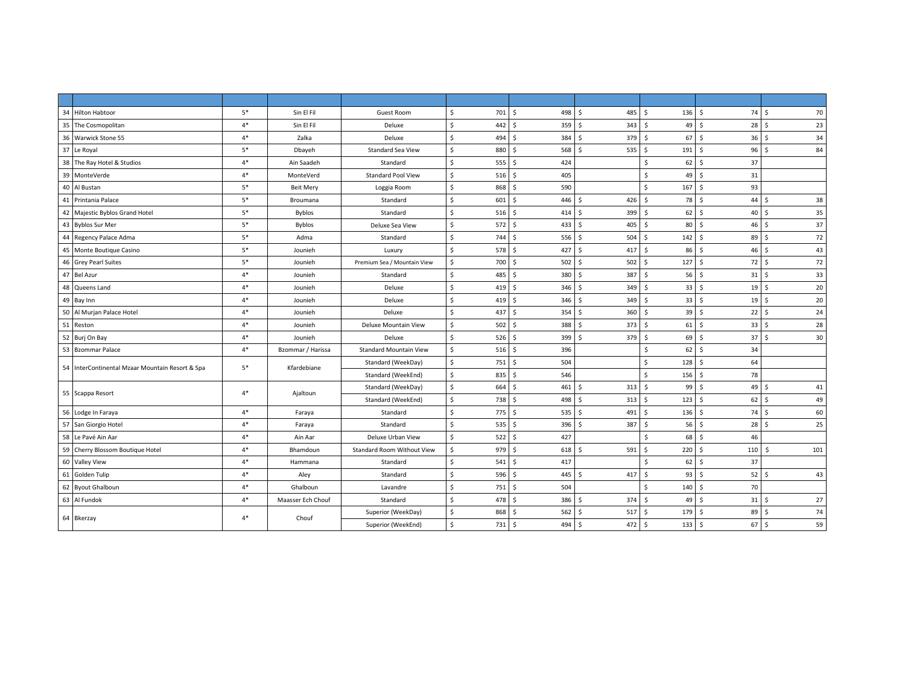| | | | | | | | | | |
|---|---|---|---|---|---|---|---|---|---|
| 34 | Hilton Habtoor | 5* | Sin El Fil | Guest Room | $ 701 | $ 498 | $ 485 | $ 136 | $ 74 | $ 70 |
| 35 | The Cosmopolitan | 4* | Sin El Fil | Deluxe | $ 442 | $ 359 | $ 343 | $ 49 | $ 28 | $ 23 |
| 36 | Warwick Stone 55 | 4* | Zalka | Deluxe | $ 494 | $ 384 | $ 379 | $ 67 | $ 36 | $ 34 |
| 37 | Le Royal | 5* | Dbayeh | Standard Sea View | $ 880 | $ 568 | $ 535 | $ 191 | $ 96 | $ 84 |
| 38 | The Ray Hotel & Studios | 4* | Ain Saadeh | Standard | $ 555 | $ 424 | | $ 62 | $ 37 | |
| 39 | MonteVerde | 4* | MonteVerd | Standard Pool View | $ 516 | $ 405 | | $ 49 | $ 31 | |
| 40 | Al Bustan | 5* | Beit Mery | Loggia Room | $ 868 | $ 590 | | $ 167 | $ 93 | |
| 41 | Printania Palace | 5* | Broumana | Standard | $ 601 | $ 446 | $ 426 | $ 78 | $ 44 | $ 38 |
| 42 | Majestic Byblos Grand Hotel | 5* | Byblos | Standard | $ 516 | $ 414 | $ 399 | $ 62 | $ 40 | $ 35 |
| 43 | Byblos Sur Mer | 5* | Byblos | Deluxe Sea View | $ 572 | $ 433 | $ 405 | $ 80 | $ 46 | $ 37 |
| 44 | Regency Palace Adma | 5* | Adma | Standard | $ 744 | $ 556 | $ 504 | $ 142 | $ 89 | $ 72 |
| 45 | Monte Boutique Casino | 5* | Jounieh | Luxury | $ 578 | $ 427 | $ 417 | $ 86 | $ 46 | $ 43 |
| 46 | Grey Pearl Suites | 5* | Jounieh | Premium Sea / Mountain View | $ 700 | $ 502 | $ 502 | $ 127 | $ 72 | $ 72 |
| 47 | Bel Azur | 4* | Jounieh | Standard | $ 485 | $ 380 | $ 387 | $ 56 | $ 31 | $ 33 |
| 48 | Queens Land | 4* | Jounieh | Deluxe | $ 419 | $ 346 | $ 349 | $ 33 | $ 19 | $ 20 |
| 49 | Bay Inn | 4* | Jounieh | Deluxe | $ 419 | $ 346 | $ 349 | $ 33 | $ 19 | $ 20 |
| 50 | Al Murjan Palace Hotel | 4* | Jounieh | Deluxe | $ 437 | $ 354 | $ 360 | $ 39 | $ 22 | $ 24 |
| 51 | Reston | 4* | Jounieh | Deluxe Mountain View | $ 502 | $ 388 | $ 373 | $ 61 | $ 33 | $ 28 |
| 52 | Burj On Bay | 4* | Jounieh | Deluxe | $ 526 | $ 399 | $ 379 | $ 69 | $ 37 | $ 30 |
| 53 | Bzommar Palace | 4* | Bzommar / Harissa | Standard Mountain View | $ 516 | $ 396 | | $ 62 | $ 34 | |
| 54 | InterContinental Mzaar Mountain Resort & Spa | 5* | Kfardebiane | Standard (WeekDay) | $ 751 | $ 504 | | $ 128 | $ 64 | |
| | | | | Standard (WeekEnd) | $ 835 | $ 546 | | $ 156 | $ 78 | |
| 55 | Scappa Resort | 4* | Ajaltoun | Standard (WeekDay) | $ 664 | $ 461 | $ 313 | $ 99 | $ 49 | $ 41 |
| | | | | Standard (WeekEnd) | $ 738 | $ 498 | $ 313 | $ 123 | $ 62 | $ 49 |
| 56 | Lodge In Faraya | 4* | Faraya | Standard | $ 775 | $ 535 | $ 491 | $ 136 | $ 74 | $ 60 |
| 57 | San Giorgio Hotel | 4* | Faraya | Standard | $ 535 | $ 396 | $ 387 | $ 56 | $ 28 | $ 25 |
| 58 | Le Pavé Ain Aar | 4* | Ain Aar | Deluxe Urban View | $ 522 | $ 427 | | $ 68 | $ 46 | |
| 59 | Cherry Blossom Boutique Hotel | 4* | Bhamdoun | Standard Room Without View | $ 979 | $ 618 | $ 591 | $ 220 | $ 110 | $ 101 |
| 60 | Valley View | 4* | Hammana | Standard | $ 541 | $ 417 | | $ 62 | $ 37 | |
| 61 | Golden Tulip | 4* | Aley | Standard | $ 596 | $ 445 | $ 417 | $ 93 | $ 52 | $ 43 |
| 62 | Byout Ghalboun | 4* | Ghalboun | Lavandre | $ 751 | $ 504 | | $ 140 | $ 70 | |
| 63 | Al Fundok | 4* | Maasser Ech Chouf | Standard | $ 478 | $ 386 | $ 374 | $ 49 | $ 31 | $ 27 |
| 64 | Bkerzay | 4* | Chouf | Superior (WeekDay) | $ 868 | $ 562 | $ 517 | $ 179 | $ 89 | $ 74 |
| | | | | Superior (WeekEnd) | $ 731 | $ 494 | $ 472 | $ 133 | $ 67 | $ 59 |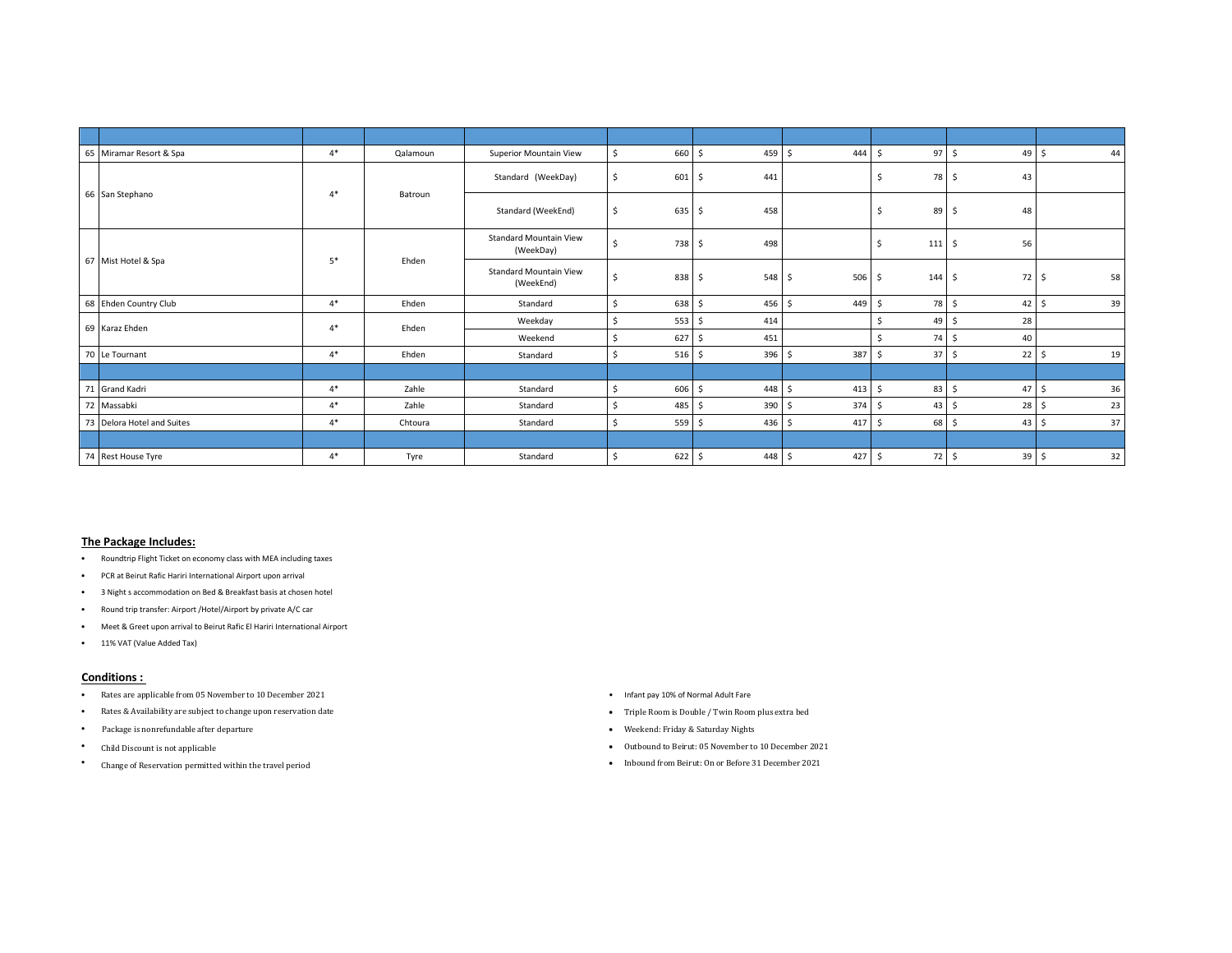| | | | | | | | | | |
|---|---|---|---|---|---|---|---|---|---|
| 65 | Miramar Resort & Spa | 4* | Qalamoun | Superior Mountain View | $ 660 | $ 459 | $ 444 | $ 97 | $ 49 | $ 44 |
| 66 | San Stephano | 4* | Batroun | Standard (WeekDay) | $ 601 | $ 441 | | $ 78 | $ 43 | |
| | | | | Standard (WeekEnd) | $ 635 | $ 458 | | $ 89 | $ 48 | |
| 67 | Mist Hotel & Spa | 5* | Ehden | Standard Mountain View (WeekDay) | $ 738 | $ 498 | | $ 111 | $ 56 | |
| | | | | Standard Mountain View (WeekEnd) | $ 838 | $ 548 | $ 506 | $ 144 | $ 72 | $ 58 |
| 68 | Ehden Country Club | 4* | Ehden | Standard | $ 638 | $ 456 | $ 449 | $ 78 | $ 42 | $ 39 |
| 69 | Karaz Ehden | 4* | Ehden | Weekday | $ 553 | $ 414 | | $ 49 | $ 28 | |
| | | | | Weekend | $ 627 | $ 451 | | $ 74 | $ 40 | |
| 70 | Le Tournant | 4* | Ehden | Standard | $ 516 | $ 396 | $ 387 | $ 37 | $ 22 | $ 19 |
| | | | | | | | | | | |
| 71 | Grand Kadri | 4* | Zahle | Standard | $ 606 | $ 448 | $ 413 | $ 83 | $ 47 | $ 36 |
| 72 | Massabki | 4* | Zahle | Standard | $ 485 | $ 390 | $ 374 | $ 43 | $ 28 | $ 23 |
| 73 | Delora Hotel and Suites | 4* | Chtoura | Standard | $ 559 | $ 436 | $ 417 | $ 68 | $ 43 | $ 37 |
| | | | | | | | | | | |
| 74 | Rest House Tyre | 4* | Tyre | Standard | $ 622 | $ 448 | $ 427 | $ 72 | $ 39 | $ 32 |

## The Package Includes:

- Roundtrip Flight Ticket on economy class with MEA including taxes
- PCR at Beirut Rafic Hariri International Airport upon arrival
- 3 Night s accommodation on Bed & Breakfast basis at chosen hotel
- Round trip transfer: Airport /Hotel/Airport by private A/C car
- Meet & Greet upon arrival to Beirut Rafic El Hariri International Airport
- 11% VAT (Value Added Tax)

## Conditions :

- Rates are applicable from 05 November to 10 December 2021
- Rates & Availability are subject to change upon reservation date
- Package is nonrefundable after departure
- Child Discount is not applicable
- Change of Reservation permitted within the travel period
- Infant pay 10% of Normal Adult Fare
- Triple Room is Double / Twin Room plus extra bed
- Weekend: Friday & Saturday Nights
- Outbound to Beirut: 05 November to 10 December 2021
- Inbound from Beirut: On or Before 31 December 2021